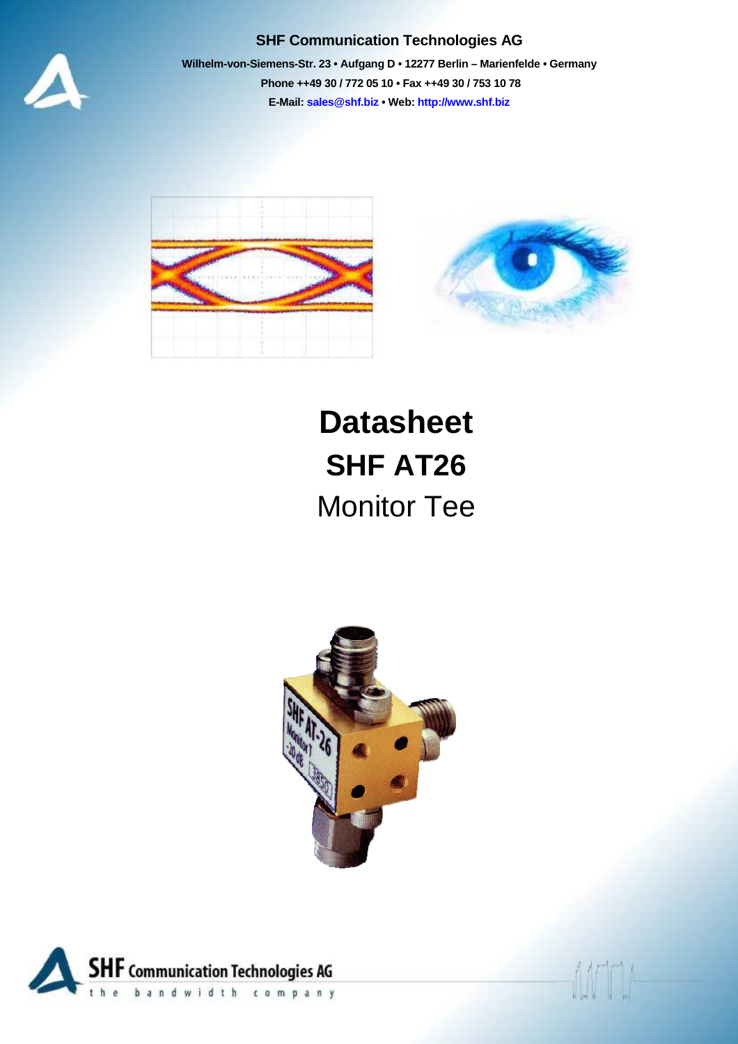SHF Communication Technologies AG

Wilhelm-von-Siemens-Str. 23 • Aufgang D • 12277 Berlin – Marienfelde • Germany

Phone ++49 30 / 772 05 10 • Fax ++49 30 / 753 10 78

E-Mail: sales@shf.biz • Web: http://www.shf.biz

# Datasheet

## SHF AT26

Monitor Tee

**SHF** Communication Technologies AG

the bandwidth company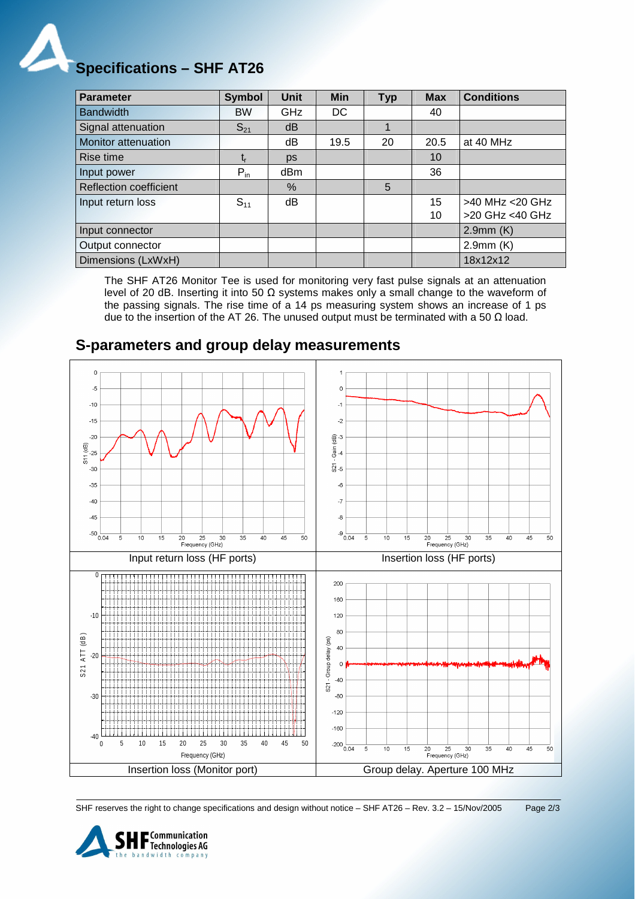# Specifications – SHF AT26

| Parameter | Symbol | Unit | Min | Typ | Max | Conditions |
|---|---|---|---|---|---|---|
| Bandwidth | BW | GHz | DC | | 40 | |
| Signal attenuation | $S_{21}$ | dB | | 1 | | |
| Monitor attenuation | | dB | 19.5 | 20 | 20.5 | at 40 MHz |
| Rise time | $t_r$ | ps | | | 10 | |
| Input power | $P_{in}$ | dBm | | | 36 | |
| Reflection coefficient | | % | | 5 | | |
| Input return loss | $S_{11}$ | dB | | | 15<br>10 | >40 MHz <20 GHz<br>>20 GHz <40 GHz |
| Input connector | | | | | | 2.9mm (K) |
| Output connector | | | | | | 2.9mm (K) |
| Dimensions (LxWxH) | | | | | | 18x12x12 |

The SHF AT26 Monitor Tee is used for monitoring very fast pulse signals at an attenuation level of 20 dB. Inserting it into 50 Ω systems makes only a small change to the waveform of the passing signals. The rise time of a 14 ps measuring system shows an increase of 1 ps due to the insertion of the AT 26. The unused output must be terminated with a 50 Ω load.

## S-parameters and group delay measurements

Input return loss (HF ports)

Insertion loss (HF ports)

Insertion loss (Monitor port)

Group delay. Aperture 100 MHz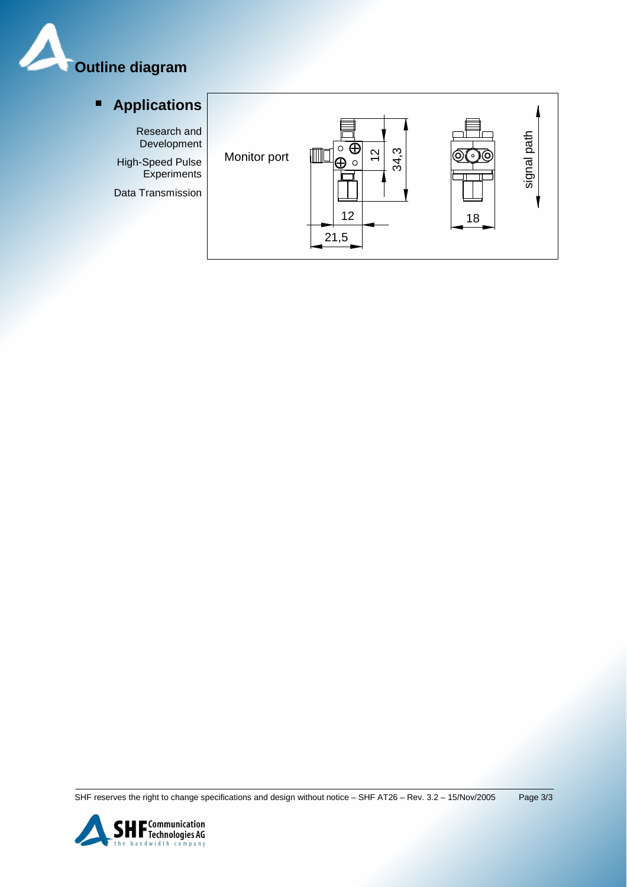# Outline diagram

## Applications

Research and Development

High-Speed Pulse Experiments

Data Transmission

Monitor port

12

34,3

12

21,5

18

signal path